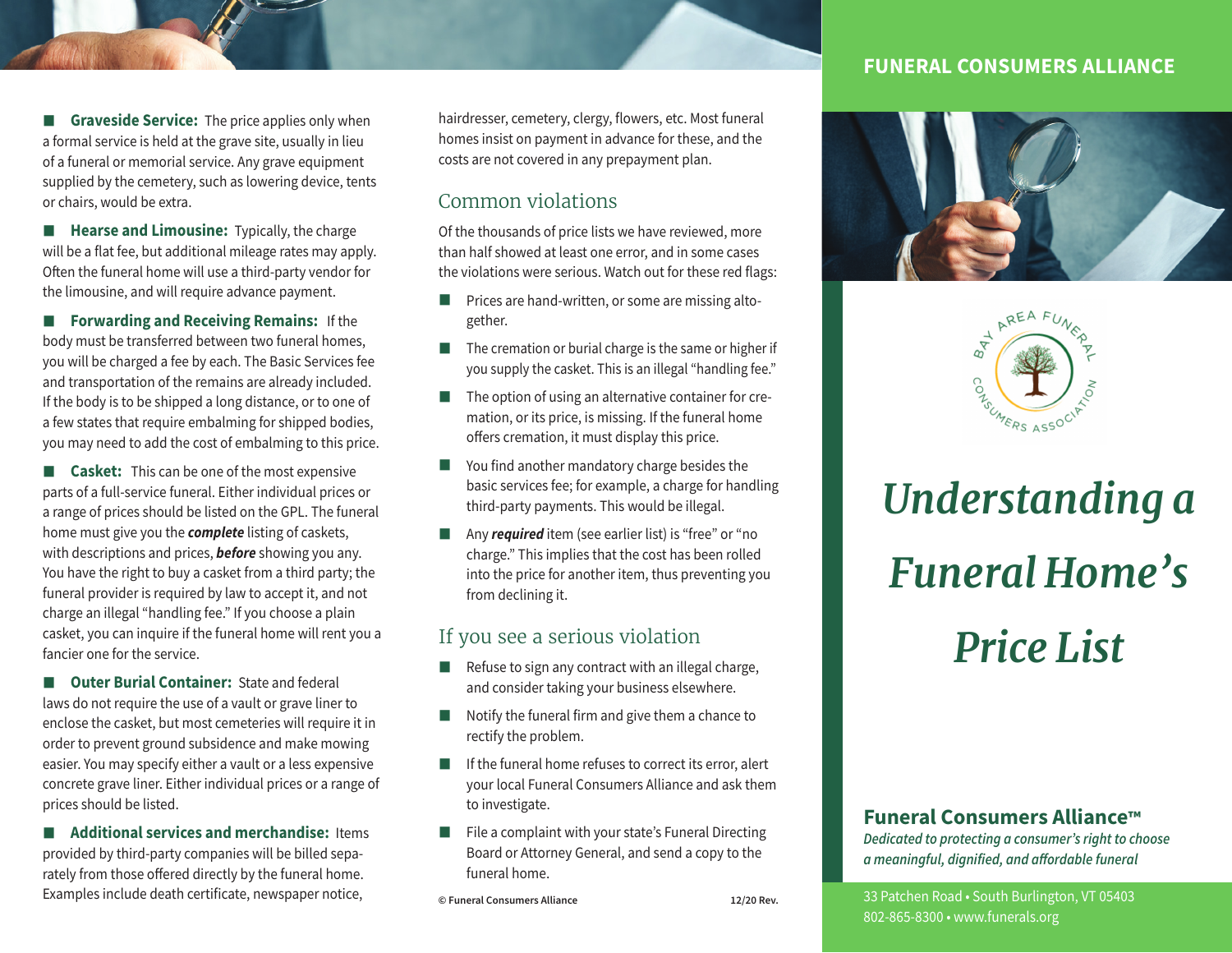**Graveside Service:** The price applies only when a formal service is held at the grave site, usually in lieu of a funeral or memorial service. Any grave equipment supplied by the cemetery, such as lowering device, tents or chairs, would be extra.

**Hearse and Limousine:** Typically, the charge will be a flat fee, but additional mileage rates may apply. Often the funeral home will use a third-party vendor for the limousine, and will require advance payment.

**Forwarding and Receiving Remains:** If the body must be transferred between two funeral homes, you will be charged a fee by each. The Basic Services fee and transportation of the remains are already included. If the body is to be shipped a long distance, or to one of a few states that require embalming for shipped bodies, you may need to add the cost of embalming to this price.

**Casket:** This can be one of the most expensive parts of a full-service funeral. Either individual prices or a range of prices should be listed on the GPL. The funeral home must give you the ***complete*** listing of caskets, with descriptions and prices, ***before*** showing you any. You have the right to buy a casket from a third party; the funeral provider is required by law to accept it, and not charge an illegal "handling fee." If you choose a plain casket, you can inquire if the funeral home will rent you a fancier one for the service.

**Outer Burial Container:** State and federal laws do not require the use of a vault or grave liner to enclose the casket, but most cemeteries will require it in order to prevent ground subsidence and make mowing easier. You may specify either a vault or a less expensive concrete grave liner. Either individual prices or a range of prices should be listed.

**Additional services and merchandise:** Items provided by third-party companies will be billed separately from those offered directly by the funeral home. Examples include death certificate, newspaper notice, hairdresser, cemetery, clergy, flowers, etc. Most funeral homes insist on payment in advance for these, and the costs are not covered in any prepayment plan.

## Common violations

Of the thousands of price lists we have reviewed, more than half showed at least one error, and in some cases the violations were serious. Watch out for these red flags:

- Prices are hand-written, or some are missing altogether.
- The cremation or burial charge is the same or higher if you supply the casket. This is an illegal "handling fee."
- The option of using an alternative container for cremation, or its price, is missing. If the funeral home offers cremation, it must display this price.
- You find another mandatory charge besides the basic services fee; for example, a charge for handling third-party payments. This would be illegal.
- Any ***required*** item (see earlier list) is "free" or "no charge." This implies that the cost has been rolled into the price for another item, thus preventing you from declining it.

## If you see a serious violation

- Refuse to sign any contract with an illegal charge, and consider taking your business elsewhere.
- Notify the funeral firm and give them a chance to rectify the problem.
- If the funeral home refuses to correct its error, alert your local Funeral Consumers Alliance and ask them to investigate.
- File a complaint with your state's Funeral Directing Board or Attorney General, and send a copy to the funeral home.

**© Funeral Consumers Alliance** **12/20 Rev.**

**FUNERAL CONSUMERS ALLIANCE**

BAY AREA FUNERAL CONSUMERS ASSOCIATION

# *Understanding a Funeral Home's Price List*

**Funeral Consumers Alliance™**

*Dedicated to protecting a consumer's right to choose a meaningful, dignified, and affordable funeral*

33 Patchen Road • South Burlington, VT 05403
802-865-8300 • www.funerals.org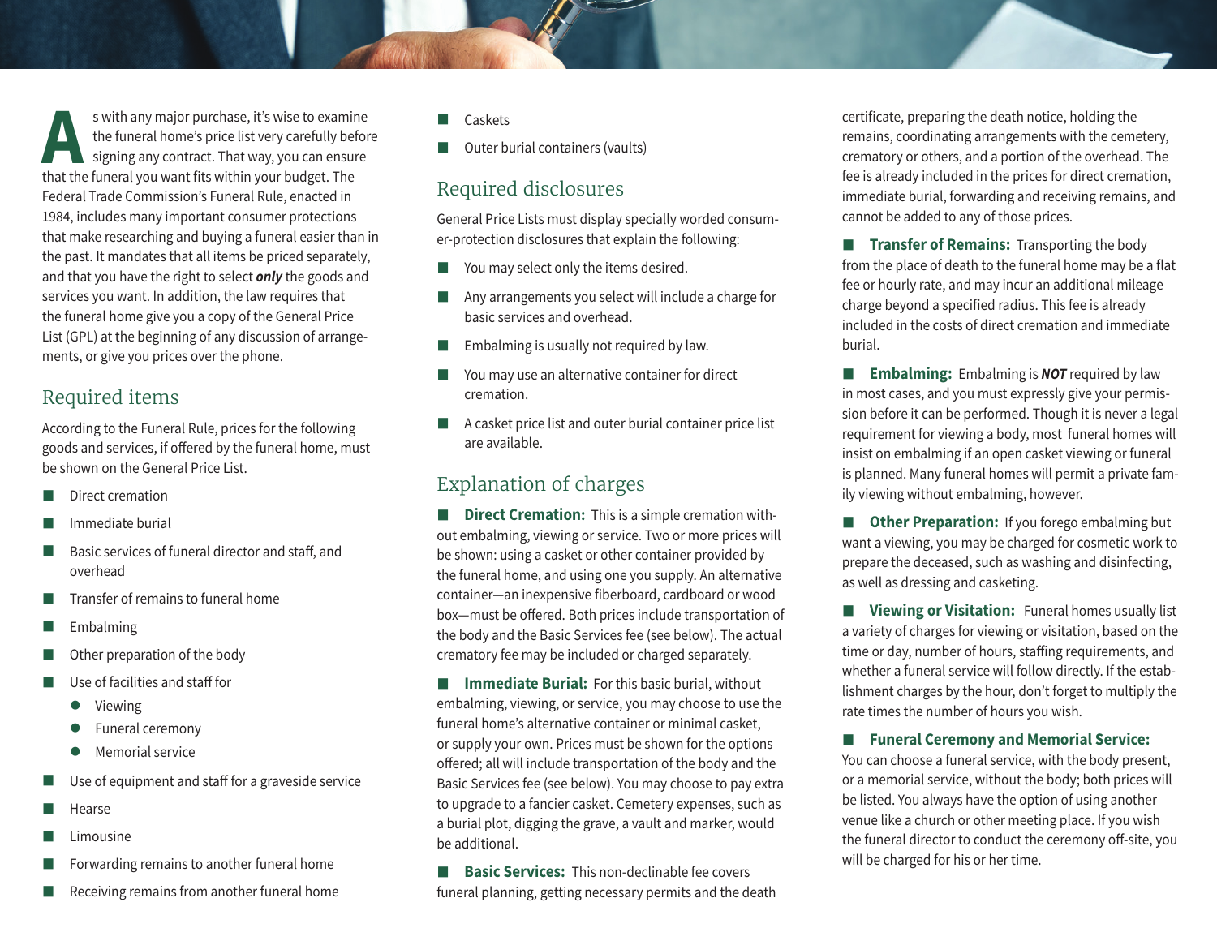As with any major purchase, it's wise to examine the funeral home's price list very carefully before signing any contract. That way, you can ensure that the funeral you want fits within your budget. The Federal Trade Commission's Funeral Rule, enacted in 1984, includes many important consumer protections that make researching and buying a funeral easier than in the past. It mandates that all items be priced separately, and that you have the right to select ***only*** the goods and services you want. In addition, the law requires that the funeral home give you a copy of the General Price List (GPL) at the beginning of any discussion of arrangements, or give you prices over the phone.

## Required items

According to the Funeral Rule, prices for the following goods and services, if offered by the funeral home, must be shown on the General Price List.

- Direct cremation
- Immediate burial
- Basic services of funeral director and staff, and overhead
- Transfer of remains to funeral home
- Embalming
- Other preparation of the body
- Use of facilities and staff for
  - Viewing
  - Funeral ceremony
  - Memorial service
- Use of equipment and staff for a graveside service
- Hearse
- Limousine
- Forwarding remains to another funeral home
- Receiving remains from another funeral home
- Caskets
- Outer burial containers (vaults)

## Required disclosures

General Price Lists must display specially worded consumer-protection disclosures that explain the following:

- You may select only the items desired.
- Any arrangements you select will include a charge for basic services and overhead.
- Embalming is usually not required by law.
- You may use an alternative container for direct cremation.
- A casket price list and outer burial container price list are available.

## Explanation of charges

**Direct Cremation:** This is a simple cremation without embalming, viewing or service. Two or more prices will be shown: using a casket or other container provided by the funeral home, and using one you supply. An alternative container—an inexpensive fiberboard, cardboard or wood box—must be offered. Both prices include transportation of the body and the Basic Services fee (see below). The actual crematory fee may be included or charged separately.

**Immediate Burial:** For this basic burial, without embalming, viewing, or service, you may choose to use the funeral home's alternative container or minimal casket, or supply your own. Prices must be shown for the options offered; all will include transportation of the body and the Basic Services fee (see below). You may choose to pay extra to upgrade to a fancier casket. Cemetery expenses, such as a burial plot, digging the grave, a vault and marker, would be additional.

**Basic Services:** This non-declinable fee covers funeral planning, getting necessary permits and the death certificate, preparing the death notice, holding the remains, coordinating arrangements with the cemetery, crematory or others, and a portion of the overhead. The fee is already included in the prices for direct cremation, immediate burial, forwarding and receiving remains, and cannot be added to any of those prices.

**Transfer of Remains:** Transporting the body from the place of death to the funeral home may be a flat fee or hourly rate, and may incur an additional mileage charge beyond a specified radius. This fee is already included in the costs of direct cremation and immediate burial.

**Embalming:** Embalming is ***NOT*** required by law in most cases, and you must expressly give your permission before it can be performed. Though it is never a legal requirement for viewing a body, most funeral homes will insist on embalming if an open casket viewing or funeral is planned. Many funeral homes will permit a private family viewing without embalming, however.

**Other Preparation:** If you forego embalming but want a viewing, you may be charged for cosmetic work to prepare the deceased, such as washing and disinfecting, as well as dressing and casketing.

**Viewing or Visitation:** Funeral homes usually list a variety of charges for viewing or visitation, based on the time or day, number of hours, staffing requirements, and whether a funeral service will follow directly. If the establishment charges by the hour, don't forget to multiply the rate times the number of hours you wish.

**Funeral Ceremony and Memorial Service:** You can choose a funeral service, with the body present, or a memorial service, without the body; both prices will be listed. You always have the option of using another venue like a church or other meeting place. If you wish the funeral director to conduct the ceremony off-site, you will be charged for his or her time.